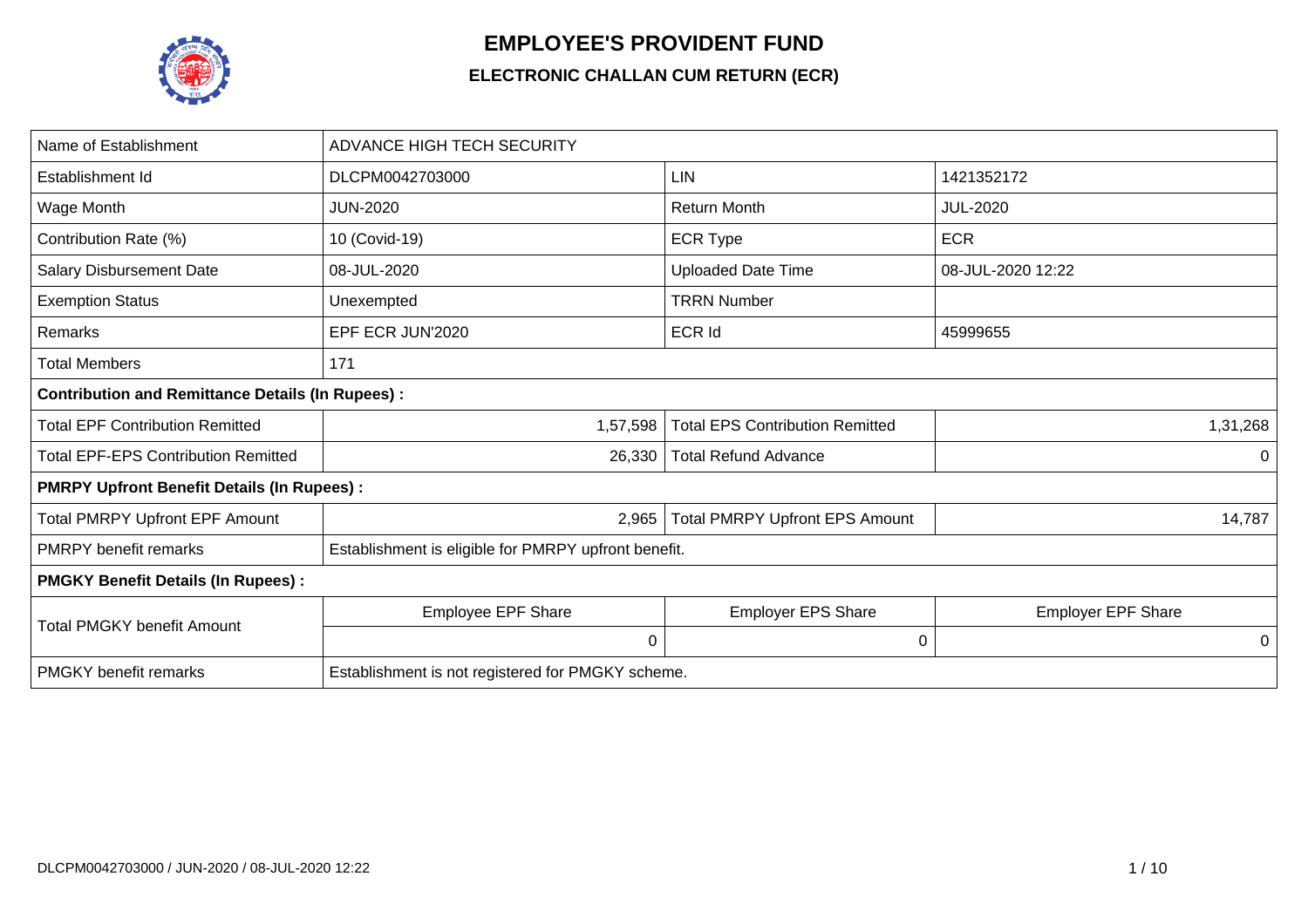# EMPLOYEE'S PROVIDENT FUND

## ELECTRONIC CHALLAN CUM RETURN (ECR)

| | | | |
|---|---|---|---|
| Name of Establishment | ADVANCE HIGH TECH SECURITY | | |
| Establishment Id | DLCPM0042703000 | LIN | 1421352172 |
| Wage Month | JUN-2020 | Return Month | JUL-2020 |
| Contribution Rate (%) | 10 (Covid-19) | ECR Type | ECR |
| Salary Disbursement Date | 08-JUL-2020 | Uploaded Date Time | 08-JUL-2020 12:22 |
| Exemption Status | Unexempted | TRRN Number | |
| Remarks | EPF ECR JUN'2020 | ECR Id | 45999655 |
| Total Members | 171 | | |
| **Contribution and Remittance Details (In Rupees) :** | | | |
| Total EPF Contribution Remitted | 1,57,598 | Total EPS Contribution Remitted | 1,31,268 |
| Total EPF-EPS Contribution Remitted | 26,330 | Total Refund Advance | 0 |
| **PMRPY Upfront Benefit Details (In Rupees) :** | | | |
| Total PMRPY Upfront EPF Amount | 2,965 | Total PMRPY Upfront EPS Amount | 14,787 |
| PMRPY benefit remarks | Establishment is eligible for PMRPY upfront benefit. | | |
| **PMGKY Benefit Details (In Rupees) :** | | | |
| Total PMGKY benefit Amount | Employee EPF Share | Employer EPS Share | Employer EPF Share |
| | 0 | 0 | 0 |
| PMGKY benefit remarks | Establishment is not registered for PMGKY scheme. | | |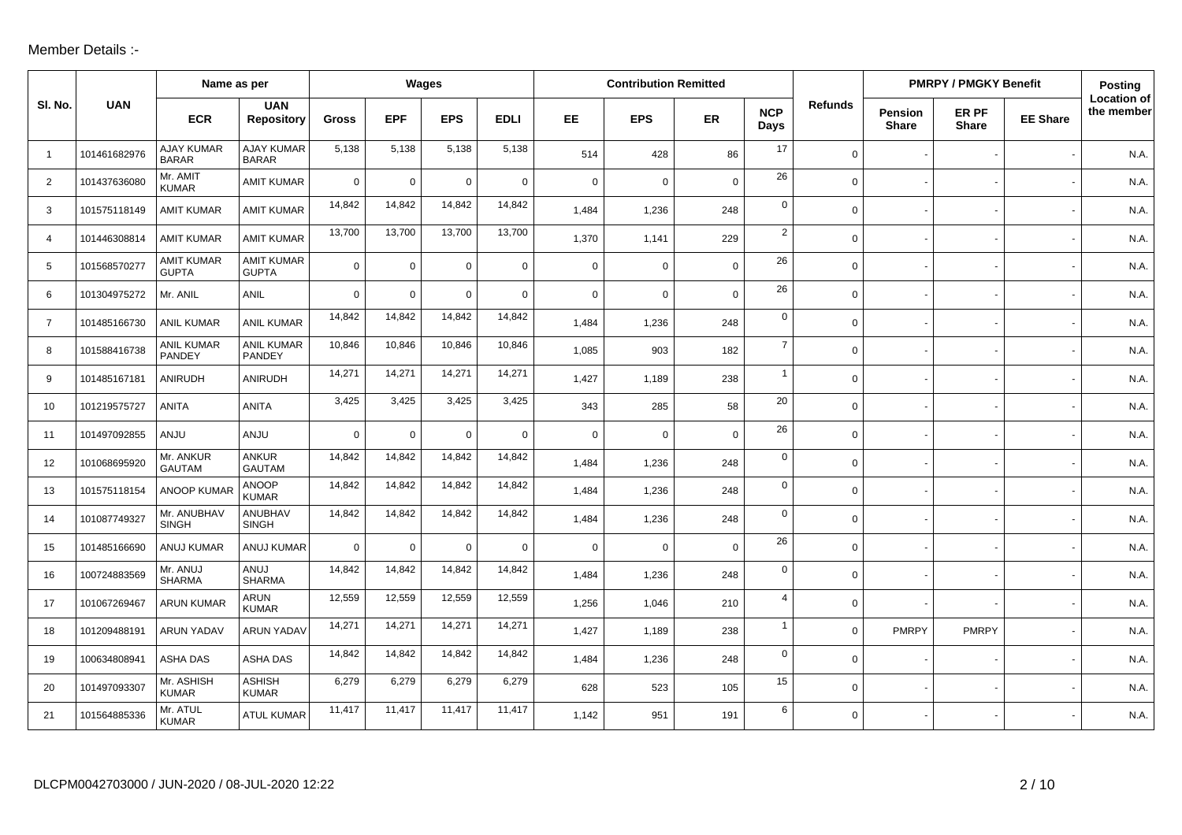Member Details :-

| Sl. No. | UAN | Name as per | | Wages | | | | Contribution Remitted | | | | Refunds | PMRPY / PMGKY Benefit | | | Posting Location of the member |
|---|---|---|---|---|---|---|---|---|---|---|---|---|---|---|---|---|
| | | ECR | UAN Repository | Gross | EPF | EPS | EDLI | EE | EPS | ER | NCP Days | | Pension Share | ER PF Share | EE Share | |
| 1 | 101461682976 | AJAY KUMAR BARAR | AJAY KUMAR BARAR | 5,138 | 5,138 | 5,138 | 5,138 | 514 | 428 | 86 | 17 | 0 | - | - | - | N.A. |
| 2 | 101437636080 | Mr. AMIT KUMAR | AMIT KUMAR | 0 | 0 | 0 | 0 | 0 | 0 | 0 | 26 | 0 | - | - | - | N.A. |
| 3 | 101575118149 | AMIT KUMAR | AMIT KUMAR | 14,842 | 14,842 | 14,842 | 14,842 | 1,484 | 1,236 | 248 | 0 | 0 | - | - | - | N.A. |
| 4 | 101446308814 | AMIT KUMAR | AMIT KUMAR | 13,700 | 13,700 | 13,700 | 13,700 | 1,370 | 1,141 | 229 | 2 | 0 | - | - | - | N.A. |
| 5 | 101568570277 | AMIT KUMAR GUPTA | AMIT KUMAR GUPTA | 0 | 0 | 0 | 0 | 0 | 0 | 0 | 26 | 0 | - | - | - | N.A. |
| 6 | 101304975272 | Mr. ANIL | ANIL | 0 | 0 | 0 | 0 | 0 | 0 | 0 | 26 | 0 | - | - | - | N.A. |
| 7 | 101485166730 | ANIL KUMAR | ANIL KUMAR | 14,842 | 14,842 | 14,842 | 14,842 | 1,484 | 1,236 | 248 | 0 | 0 | - | - | - | N.A. |
| 8 | 101588416738 | ANIL KUMAR PANDEY | ANIL KUMAR PANDEY | 10,846 | 10,846 | 10,846 | 10,846 | 1,085 | 903 | 182 | 7 | 0 | - | - | - | N.A. |
| 9 | 101485167181 | ANIRUDH | ANIRUDH | 14,271 | 14,271 | 14,271 | 14,271 | 1,427 | 1,189 | 238 | 1 | 0 | - | - | - | N.A. |
| 10 | 101219575727 | ANITA | ANITA | 3,425 | 3,425 | 3,425 | 3,425 | 343 | 285 | 58 | 20 | 0 | - | - | - | N.A. |
| 11 | 101497092855 | ANJU | ANJU | 0 | 0 | 0 | 0 | 0 | 0 | 0 | 26 | 0 | - | - | - | N.A. |
| 12 | 101068695920 | Mr. ANKUR GAUTAM | ANKUR GAUTAM | 14,842 | 14,842 | 14,842 | 14,842 | 1,484 | 1,236 | 248 | 0 | 0 | - | - | - | N.A. |
| 13 | 101575118154 | ANOOP KUMAR | ANOOP KUMAR | 14,842 | 14,842 | 14,842 | 14,842 | 1,484 | 1,236 | 248 | 0 | 0 | - | - | - | N.A. |
| 14 | 101087749327 | Mr. ANUBHAV SINGH | ANUBHAV SINGH | 14,842 | 14,842 | 14,842 | 14,842 | 1,484 | 1,236 | 248 | 0 | 0 | - | - | - | N.A. |
| 15 | 101485166690 | ANUJ KUMAR | ANUJ KUMAR | 0 | 0 | 0 | 0 | 0 | 0 | 0 | 26 | 0 | - | - | - | N.A. |
| 16 | 100724883569 | Mr. ANUJ SHARMA | ANUJ SHARMA | 14,842 | 14,842 | 14,842 | 14,842 | 1,484 | 1,236 | 248 | 0 | 0 | - | - | - | N.A. |
| 17 | 101067269467 | ARUN KUMAR | ARUN KUMAR | 12,559 | 12,559 | 12,559 | 12,559 | 1,256 | 1,046 | 210 | 4 | 0 | - | - | - | N.A. |
| 18 | 101209488191 | ARUN YADAV | ARUN YADAV | 14,271 | 14,271 | 14,271 | 14,271 | 1,427 | 1,189 | 238 | 1 | 0 | PMRPY | PMRPY | - | N.A. |
| 19 | 100634808941 | ASHA DAS | ASHA DAS | 14,842 | 14,842 | 14,842 | 14,842 | 1,484 | 1,236 | 248 | 0 | 0 | - | - | - | N.A. |
| 20 | 101497093307 | Mr. ASHISH KUMAR | ASHISH KUMAR | 6,279 | 6,279 | 6,279 | 6,279 | 628 | 523 | 105 | 15 | 0 | - | - | - | N.A. |
| 21 | 101564885336 | Mr. ATUL KUMAR | ATUL KUMAR | 11,417 | 11,417 | 11,417 | 11,417 | 1,142 | 951 | 191 | 6 | 0 | - | - | - | N.A. |

DLCPM0042703000 / JUN-2020 / 08-JUL-2020 12:22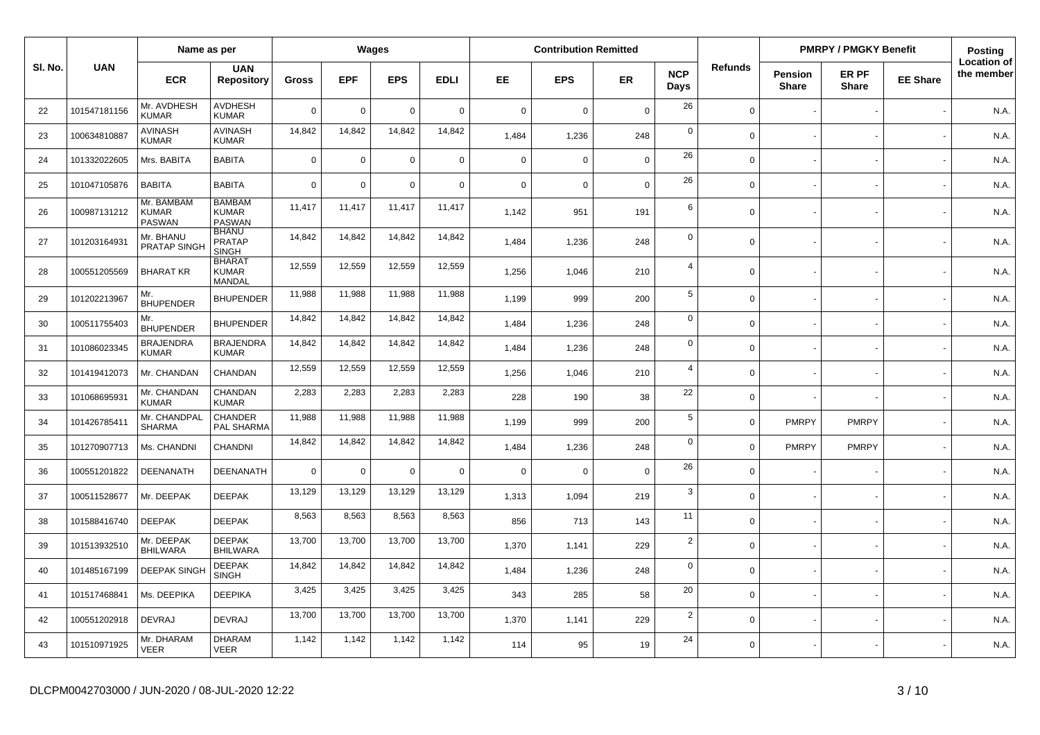| Sl. No. | UAN | Name as per | | Wages | | | | Contribution Remitted | | | | Refunds | PMRPY / PMGKY Benefit | | | Posting Location of the member |
|---|---|---|---|---|---|---|---|---|---|---|---|---|---|---|---|---|
| | | ECR | UAN Repository | Gross | EPF | EPS | EDLI | EE | EPS | ER | NCP Days | | Pension Share | ER PF Share | EE Share | |
| 22 | 101547181156 | Mr. AVDHESH KUMAR | AVDHESH KUMAR | 0 | 0 | 0 | 0 | 0 | 0 | 0 | 26 | 0 | - | - | - | N.A. |
| 23 | 100634810887 | AVINASH KUMAR | AVINASH KUMAR | 14,842 | 14,842 | 14,842 | 14,842 | 1,484 | 1,236 | 248 | 0 | 0 | - | - | - | N.A. |
| 24 | 101332022605 | Mrs. BABITA | BABITA | 0 | 0 | 0 | 0 | 0 | 0 | 0 | 26 | 0 | - | - | - | N.A. |
| 25 | 101047105876 | BABITA | BABITA | 0 | 0 | 0 | 0 | 0 | 0 | 0 | 26 | 0 | - | - | - | N.A. |
| 26 | 100987131212 | Mr. BAMBAM KUMAR PASWAN | BAMBAM KUMAR PASWAN | 11,417 | 11,417 | 11,417 | 11,417 | 1,142 | 951 | 191 | 6 | 0 | - | - | - | N.A. |
| 27 | 101203164931 | Mr. BHANU PRATAP SINGH | BHANU PRATAP SINGH | 14,842 | 14,842 | 14,842 | 14,842 | 1,484 | 1,236 | 248 | 0 | 0 | - | - | - | N.A. |
| 28 | 100551205569 | BHARAT KR | BHARAT KUMAR MANDAL | 12,559 | 12,559 | 12,559 | 12,559 | 1,256 | 1,046 | 210 | 4 | 0 | - | - | - | N.A. |
| 29 | 101202213967 | Mr. BHUPENDER | BHUPENDER | 11,988 | 11,988 | 11,988 | 11,988 | 1,199 | 999 | 200 | 5 | 0 | - | - | - | N.A. |
| 30 | 100511755403 | Mr. BHUPENDER | BHUPENDER | 14,842 | 14,842 | 14,842 | 14,842 | 1,484 | 1,236 | 248 | 0 | 0 | - | - | - | N.A. |
| 31 | 101086023345 | BRAJENDRA KUMAR | BRAJENDRA KUMAR | 14,842 | 14,842 | 14,842 | 14,842 | 1,484 | 1,236 | 248 | 0 | 0 | - | - | - | N.A. |
| 32 | 101419412073 | Mr. CHANDAN | CHANDAN | 12,559 | 12,559 | 12,559 | 12,559 | 1,256 | 1,046 | 210 | 4 | 0 | - | - | - | N.A. |
| 33 | 101068695931 | Mr. CHANDAN KUMAR | CHANDAN KUMAR | 2,283 | 2,283 | 2,283 | 2,283 | 228 | 190 | 38 | 22 | 0 | - | - | - | N.A. |
| 34 | 101426785411 | Mr. CHANDPAL SHARMA | CHANDER PAL SHARMA | 11,988 | 11,988 | 11,988 | 11,988 | 1,199 | 999 | 200 | 5 | 0 | PMRPY | PMRPY | - | N.A. |
| 35 | 101270907713 | Ms. CHANDNI | CHANDNI | 14,842 | 14,842 | 14,842 | 14,842 | 1,484 | 1,236 | 248 | 0 | 0 | PMRPY | PMRPY | - | N.A. |
| 36 | 100551201822 | DEENANATH | DEENANATH | 0 | 0 | 0 | 0 | 0 | 0 | 0 | 26 | 0 | - | - | - | N.A. |
| 37 | 100511528677 | Mr. DEEPAK | DEEPAK | 13,129 | 13,129 | 13,129 | 13,129 | 1,313 | 1,094 | 219 | 3 | 0 | - | - | - | N.A. |
| 38 | 101588416740 | DEEPAK | DEEPAK | 8,563 | 8,563 | 8,563 | 8,563 | 856 | 713 | 143 | 11 | 0 | - | - | - | N.A. |
| 39 | 101513932510 | Mr. DEEPAK BHILWARA | DEEPAK BHILWARA | 13,700 | 13,700 | 13,700 | 13,700 | 1,370 | 1,141 | 229 | 2 | 0 | - | - | - | N.A. |
| 40 | 101485167199 | DEEPAK SINGH | DEEPAK SINGH | 14,842 | 14,842 | 14,842 | 14,842 | 1,484 | 1,236 | 248 | 0 | 0 | - | - | - | N.A. |
| 41 | 101517468841 | Ms. DEEPIKA | DEEPIKA | 3,425 | 3,425 | 3,425 | 3,425 | 343 | 285 | 58 | 20 | 0 | - | - | - | N.A. |
| 42 | 100551202918 | DEVRAJ | DEVRAJ | 13,700 | 13,700 | 13,700 | 13,700 | 1,370 | 1,141 | 229 | 2 | 0 | - | - | - | N.A. |
| 43 | 101510971925 | Mr. DHARAM VEER | DHARAM VEER | 1,142 | 1,142 | 1,142 | 1,142 | 114 | 95 | 19 | 24 | 0 | - | - | - | N.A. |

DLCPM0042703000 / JUN-2020 / 08-JUL-2020 12:22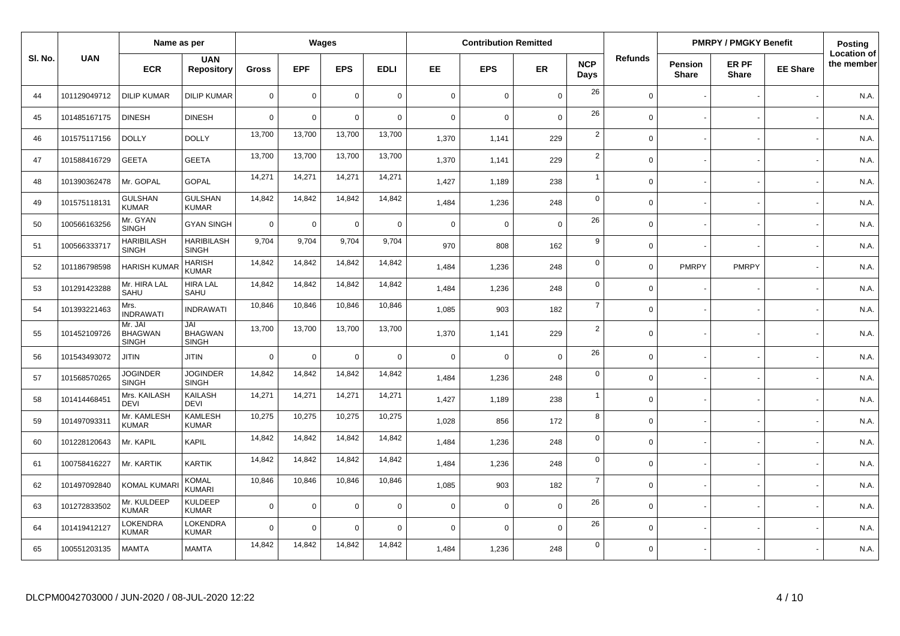| Sl. No. | UAN | Name as per | | Wages | | | | Contribution Remitted | | | | Refunds | PMRPY / PMGKY Benefit | | | Posting |
|---|---|---|---|---|---|---|---|---|---|---|---|---|---|---|---|---|
| | | ECR | UAN Repository | Gross | EPF | EPS | EDLI | EE | EPS | ER | NCP Days | | Pension Share | ER PF Share | EE Share | Location of the member |
| 44 | 101129049712 | DILIP KUMAR | DILIP KUMAR | 0 | 0 | 0 | 0 | 0 | 0 | 0 | 26 | 0 | - | - | - | N.A. |
| 45 | 101485167175 | DINESH | DINESH | 0 | 0 | 0 | 0 | 0 | 0 | 0 | 26 | 0 | - | - | - | N.A. |
| 46 | 101575117156 | DOLLY | DOLLY | 13,700 | 13,700 | 13,700 | 13,700 | 1,370 | 1,141 | 229 | 2 | 0 | - | - | - | N.A. |
| 47 | 101588416729 | GEETA | GEETA | 13,700 | 13,700 | 13,700 | 13,700 | 1,370 | 1,141 | 229 | 2 | 0 | - | - | - | N.A. |
| 48 | 101390362478 | Mr. GOPAL | GOPAL | 14,271 | 14,271 | 14,271 | 14,271 | 1,427 | 1,189 | 238 | 1 | 0 | - | - | - | N.A. |
| 49 | 101575118131 | GULSHAN KUMAR | GULSHAN KUMAR | 14,842 | 14,842 | 14,842 | 14,842 | 1,484 | 1,236 | 248 | 0 | 0 | - | - | - | N.A. |
| 50 | 100566163256 | Mr. GYAN SINGH | GYAN SINGH | 0 | 0 | 0 | 0 | 0 | 0 | 0 | 26 | 0 | - | - | - | N.A. |
| 51 | 100566333717 | HARIBILASH SINGH | HARIBILASH SINGH | 9,704 | 9,704 | 9,704 | 9,704 | 970 | 808 | 162 | 9 | 0 | - | - | - | N.A. |
| 52 | 101186798598 | HARISH KUMAR | HARISH KUMAR | 14,842 | 14,842 | 14,842 | 14,842 | 1,484 | 1,236 | 248 | 0 | 0 | PMRPY | PMRPY | - | N.A. |
| 53 | 101291423288 | Mr. HIRA LAL SAHU | HIRA LAL SAHU | 14,842 | 14,842 | 14,842 | 14,842 | 1,484 | 1,236 | 248 | 0 | 0 | - | - | - | N.A. |
| 54 | 101393221463 | Mrs. INDRAWATI | INDRAWATI | 10,846 | 10,846 | 10,846 | 10,846 | 1,085 | 903 | 182 | 7 | 0 | - | - | - | N.A. |
| 55 | 101452109726 | Mr. JAI BHAGWAN SINGH | JAI BHAGWAN SINGH | 13,700 | 13,700 | 13,700 | 13,700 | 1,370 | 1,141 | 229 | 2 | 0 | - | - | - | N.A. |
| 56 | 101543493072 | JITIN | JITIN | 0 | 0 | 0 | 0 | 0 | 0 | 0 | 26 | 0 | - | - | - | N.A. |
| 57 | 101568570265 | JOGINDER SINGH | JOGINDER SINGH | 14,842 | 14,842 | 14,842 | 14,842 | 1,484 | 1,236 | 248 | 0 | 0 | - | - | - | N.A. |
| 58 | 101414468451 | Mrs. KAILASH DEVI | KAILASH DEVI | 14,271 | 14,271 | 14,271 | 14,271 | 1,427 | 1,189 | 238 | 1 | 0 | - | - | - | N.A. |
| 59 | 101497093311 | Mr. KAMLESH KUMAR | KAMLESH KUMAR | 10,275 | 10,275 | 10,275 | 10,275 | 1,028 | 856 | 172 | 8 | 0 | - | - | - | N.A. |
| 60 | 101228120643 | Mr. KAPIL | KAPIL | 14,842 | 14,842 | 14,842 | 14,842 | 1,484 | 1,236 | 248 | 0 | 0 | - | - | - | N.A. |
| 61 | 100758416227 | Mr. KARTIK | KARTIK | 14,842 | 14,842 | 14,842 | 14,842 | 1,484 | 1,236 | 248 | 0 | 0 | - | - | - | N.A. |
| 62 | 101497092840 | KOMAL KUMARI | KOMAL KUMARI | 10,846 | 10,846 | 10,846 | 10,846 | 1,085 | 903 | 182 | 7 | 0 | - | - | - | N.A. |
| 63 | 101272833502 | Mr. KULDEEP KUMAR | KULDEEP KUMAR | 0 | 0 | 0 | 0 | 0 | 0 | 0 | 26 | 0 | - | - | - | N.A. |
| 64 | 101419412127 | LOKENDRA KUMAR | LOKENDRA KUMAR | 0 | 0 | 0 | 0 | 0 | 0 | 0 | 26 | 0 | - | - | - | N.A. |
| 65 | 100551203135 | MAMTA | MAMTA | 14,842 | 14,842 | 14,842 | 14,842 | 1,484 | 1,236 | 248 | 0 | 0 | - | - | - | N.A. |

DLCPM0042703000 / JUN-2020 / 08-JUL-2020 12:22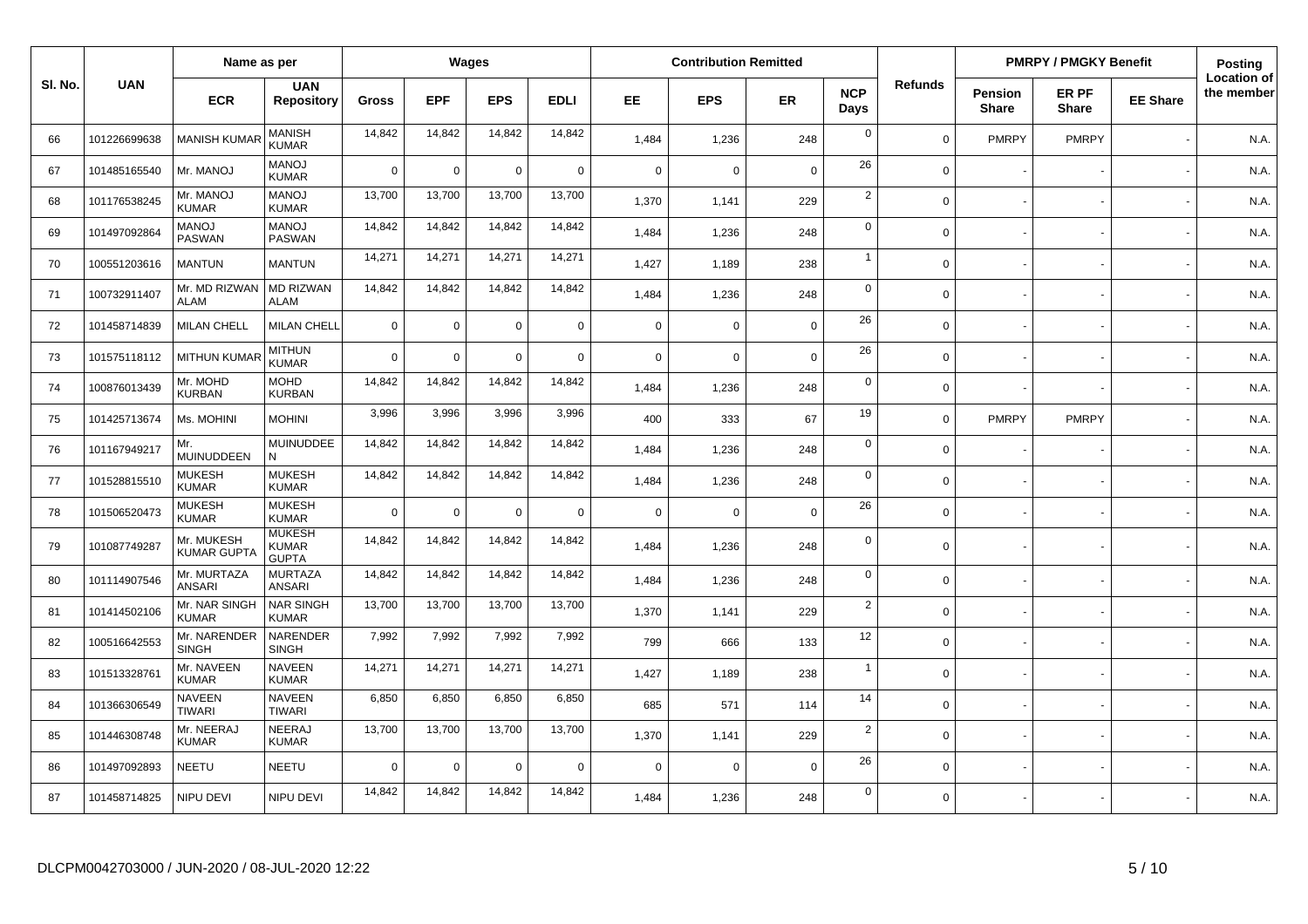| Sl. No. | UAN | Name as per | | Wages | | | | Contribution Remitted | | | | Refunds | PMRPY / PMGKY Benefit | | | Posting Location of the member |
|---|---|---|---|---|---|---|---|---|---|---|---|---|---|---|---|---|
| | | ECR | UAN Repository | Gross | EPF | EPS | EDLI | EE | EPS | ER | NCP Days | | Pension Share | ER PF Share | EE Share | |
| 66 | 101226699638 | MANISH KUMAR | MANISH KUMAR | 14,842 | 14,842 | 14,842 | 14,842 | 1,484 | 1,236 | 248 | 0 | 0 | PMRPY | PMRPY | - | N.A. |
| 67 | 101485165540 | Mr. MANOJ | MANOJ KUMAR | 0 | 0 | 0 | 0 | 0 | 0 | 0 | 26 | 0 | - | - | - | N.A. |
| 68 | 101176538245 | Mr. MANOJ KUMAR | MANOJ KUMAR | 13,700 | 13,700 | 13,700 | 13,700 | 1,370 | 1,141 | 229 | 2 | 0 | - | - | - | N.A. |
| 69 | 101497092864 | MANOJ PASWAN | MANOJ PASWAN | 14,842 | 14,842 | 14,842 | 14,842 | 1,484 | 1,236 | 248 | 0 | 0 | - | - | - | N.A. |
| 70 | 100551203616 | MANTUN | MANTUN | 14,271 | 14,271 | 14,271 | 14,271 | 1,427 | 1,189 | 238 | 1 | 0 | - | - | - | N.A. |
| 71 | 100732911407 | Mr. MD RIZWAN ALAM | MD RIZWAN ALAM | 14,842 | 14,842 | 14,842 | 14,842 | 1,484 | 1,236 | 248 | 0 | 0 | - | - | - | N.A. |
| 72 | 101458714839 | MILAN CHELL | MILAN CHELL | 0 | 0 | 0 | 0 | 0 | 0 | 0 | 26 | 0 | - | - | - | N.A. |
| 73 | 101575118112 | MITHUN KUMAR | MITHUN KUMAR | 0 | 0 | 0 | 0 | 0 | 0 | 0 | 26 | 0 | - | - | - | N.A. |
| 74 | 100876013439 | Mr. MOHD KURBAN | MOHD KURBAN | 14,842 | 14,842 | 14,842 | 14,842 | 1,484 | 1,236 | 248 | 0 | 0 | - | - | - | N.A. |
| 75 | 101425713674 | Ms. MOHINI | MOHINI | 3,996 | 3,996 | 3,996 | 3,996 | 400 | 333 | 67 | 19 | 0 | PMRPY | PMRPY | - | N.A. |
| 76 | 101167949217 | Mr. MUINUDDEEN | MUINUDDEE N | 14,842 | 14,842 | 14,842 | 14,842 | 1,484 | 1,236 | 248 | 0 | 0 | - | - | - | N.A. |
| 77 | 101528815510 | MUKESH KUMAR | MUKESH KUMAR | 14,842 | 14,842 | 14,842 | 14,842 | 1,484 | 1,236 | 248 | 0 | 0 | - | - | - | N.A. |
| 78 | 101506520473 | MUKESH KUMAR | MUKESH KUMAR | 0 | 0 | 0 | 0 | 0 | 0 | 0 | 26 | 0 | - | - | - | N.A. |
| 79 | 101087749287 | Mr. MUKESH KUMAR GUPTA | MUKESH KUMAR GUPTA | 14,842 | 14,842 | 14,842 | 14,842 | 1,484 | 1,236 | 248 | 0 | 0 | - | - | - | N.A. |
| 80 | 101114907546 | Mr. MURTAZA ANSARI | MURTAZA ANSARI | 14,842 | 14,842 | 14,842 | 14,842 | 1,484 | 1,236 | 248 | 0 | 0 | - | - | - | N.A. |
| 81 | 101414502106 | Mr. NAR SINGH KUMAR | NAR SINGH KUMAR | 13,700 | 13,700 | 13,700 | 13,700 | 1,370 | 1,141 | 229 | 2 | 0 | - | - | - | N.A. |
| 82 | 100516642553 | Mr. NARENDER SINGH | NARENDER SINGH | 7,992 | 7,992 | 7,992 | 7,992 | 799 | 666 | 133 | 12 | 0 | - | - | - | N.A. |
| 83 | 101513328761 | Mr. NAVEEN KUMAR | NAVEEN KUMAR | 14,271 | 14,271 | 14,271 | 14,271 | 1,427 | 1,189 | 238 | 1 | 0 | - | - | - | N.A. |
| 84 | 101366306549 | NAVEEN TIWARI | NAVEEN TIWARI | 6,850 | 6,850 | 6,850 | 6,850 | 685 | 571 | 114 | 14 | 0 | - | - | - | N.A. |
| 85 | 101446308748 | Mr. NEERAJ KUMAR | NEERAJ KUMAR | 13,700 | 13,700 | 13,700 | 13,700 | 1,370 | 1,141 | 229 | 2 | 0 | - | - | - | N.A. |
| 86 | 101497092893 | NEETU | NEETU | 0 | 0 | 0 | 0 | 0 | 0 | 0 | 26 | 0 | - | - | - | N.A. |
| 87 | 101458714825 | NIPU DEVI | NIPU DEVI | 14,842 | 14,842 | 14,842 | 14,842 | 1,484 | 1,236 | 248 | 0 | 0 | - | - | - | N.A. |

DLCPM0042703000 / JUN-2020 / 08-JUL-2020 12:22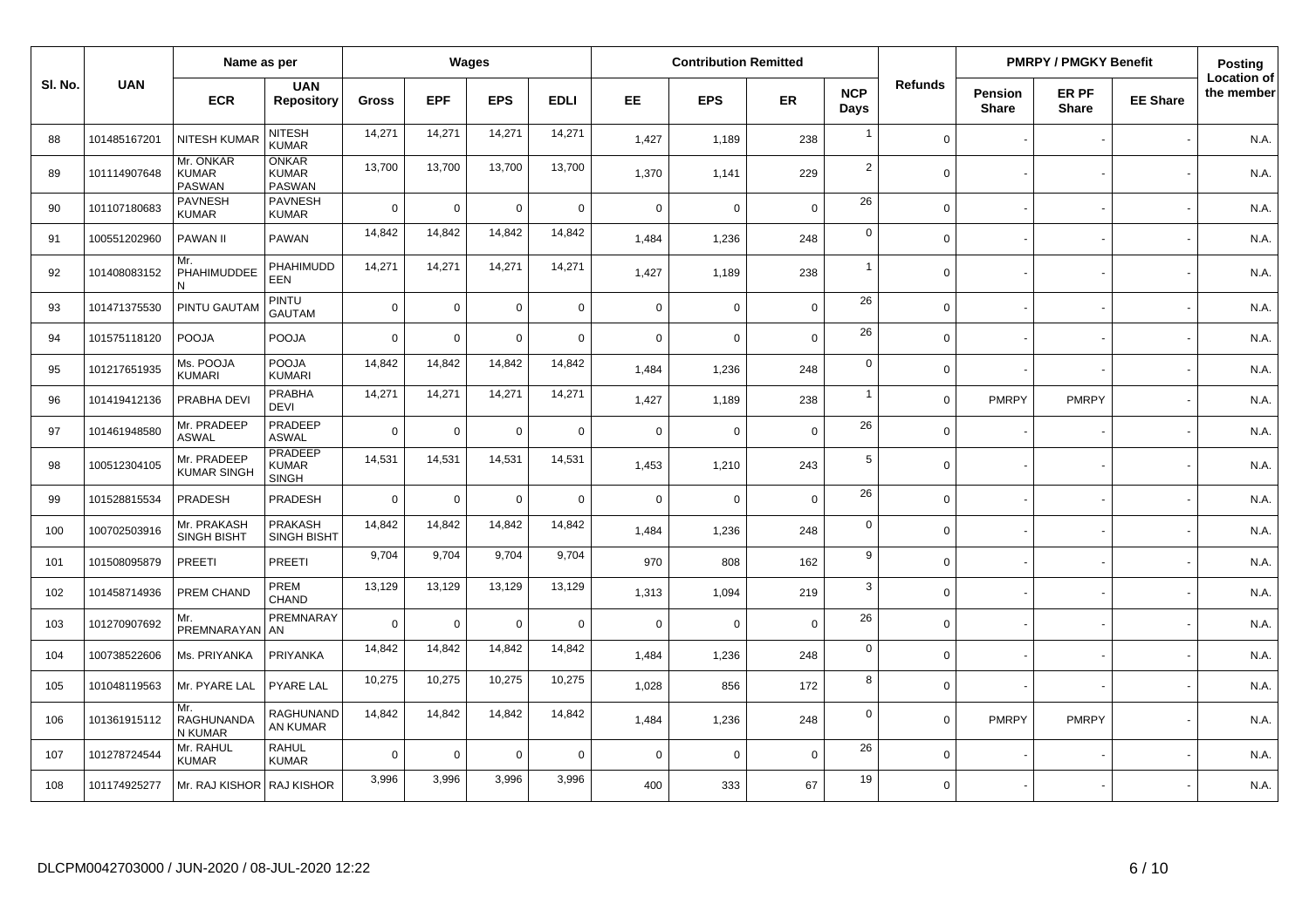| Sl. No. | UAN | Name as per | | Wages | | | | Contribution Remitted | | | | Refunds | PMRPY / PMGKY Benefit | | | Posting Location of the member |
|---|---|---|---|---|---|---|---|---|---|---|---|---|---|---|---|---|
| | | ECR | UAN Repository | Gross | EPF | EPS | EDLI | EE | EPS | ER | NCP Days | | Pension Share | ER PF Share | EE Share | |
| 88 | 101485167201 | NITESH KUMAR | NITESH KUMAR | 14,271 | 14,271 | 14,271 | 14,271 | 1,427 | 1,189 | 238 | 1 | 0 | - | - | - | N.A. |
| 89 | 101114907648 | Mr. ONKAR KUMAR PASWAN | ONKAR KUMAR PASWAN | 13,700 | 13,700 | 13,700 | 13,700 | 1,370 | 1,141 | 229 | 2 | 0 | - | - | - | N.A. |
| 90 | 101107180683 | PAVNESH KUMAR | PAVNESH KUMAR | 0 | 0 | 0 | 0 | 0 | 0 | 0 | 26 | 0 | - | - | - | N.A. |
| 91 | 100551202960 | PAWAN II | PAWAN | 14,842 | 14,842 | 14,842 | 14,842 | 1,484 | 1,236 | 248 | 0 | 0 | - | - | - | N.A. |
| 92 | 101408083152 | Mr. PHAHIMUDDEEN | PHAHIMUDDEEN | 14,271 | 14,271 | 14,271 | 14,271 | 1,427 | 1,189 | 238 | 1 | 0 | - | - | - | N.A. |
| 93 | 101471375530 | PINTU GAUTAM | PINTU GAUTAM | 0 | 0 | 0 | 0 | 0 | 0 | 0 | 26 | 0 | - | - | - | N.A. |
| 94 | 101575118120 | POOJA | POOJA | 0 | 0 | 0 | 0 | 0 | 0 | 0 | 26 | 0 | - | - | - | N.A. |
| 95 | 101217651935 | Ms. POOJA KUMARI | POOJA KUMARI | 14,842 | 14,842 | 14,842 | 14,842 | 1,484 | 1,236 | 248 | 0 | 0 | - | - | - | N.A. |
| 96 | 101419412136 | PRABHA DEVI | PRABHA DEVI | 14,271 | 14,271 | 14,271 | 14,271 | 1,427 | 1,189 | 238 | 1 | 0 | PMRPY | PMRPY | - | N.A. |
| 97 | 101461948580 | Mr. PRADEEP ASWAL | PRADEEP ASWAL | 0 | 0 | 0 | 0 | 0 | 0 | 0 | 26 | 0 | - | - | - | N.A. |
| 98 | 100512304105 | Mr. PRADEEP KUMAR SINGH | PRADEEP KUMAR SINGH | 14,531 | 14,531 | 14,531 | 14,531 | 1,453 | 1,210 | 243 | 5 | 0 | - | - | - | N.A. |
| 99 | 101528815534 | PRADESH | PRADESH | 0 | 0 | 0 | 0 | 0 | 0 | 0 | 26 | 0 | - | - | - | N.A. |
| 100 | 100702503916 | Mr. PRAKASH SINGH BISHT | PRAKASH SINGH BISHT | 14,842 | 14,842 | 14,842 | 14,842 | 1,484 | 1,236 | 248 | 0 | 0 | - | - | - | N.A. |
| 101 | 101508095879 | PREETI | PREETI | 9,704 | 9,704 | 9,704 | 9,704 | 970 | 808 | 162 | 9 | 0 | - | - | - | N.A. |
| 102 | 101458714936 | PREM CHAND | PREM CHAND | 13,129 | 13,129 | 13,129 | 13,129 | 1,313 | 1,094 | 219 | 3 | 0 | - | - | - | N.A. |
| 103 | 101270907692 | Mr. PREMNARAYAN | PREMNARAYAN | 0 | 0 | 0 | 0 | 0 | 0 | 0 | 26 | 0 | - | - | - | N.A. |
| 104 | 100738522606 | Ms. PRIYANKA | PRIYANKA | 14,842 | 14,842 | 14,842 | 14,842 | 1,484 | 1,236 | 248 | 0 | 0 | - | - | - | N.A. |
| 105 | 101048119563 | Mr. PYARE LAL | PYARE LAL | 10,275 | 10,275 | 10,275 | 10,275 | 1,028 | 856 | 172 | 8 | 0 | - | - | - | N.A. |
| 106 | 101361915112 | Mr. RAGHUNANDAN KUMAR | RAGHUNANDAN KUMAR | 14,842 | 14,842 | 14,842 | 14,842 | 1,484 | 1,236 | 248 | 0 | 0 | PMRPY | PMRPY | - | N.A. |
| 107 | 101278724544 | Mr. RAHUL KUMAR | RAHUL KUMAR | 0 | 0 | 0 | 0 | 0 | 0 | 0 | 26 | 0 | - | - | - | N.A. |
| 108 | 101174925277 | Mr. RAJ KISHOR | RAJ KISHOR | 3,996 | 3,996 | 3,996 | 3,996 | 400 | 333 | 67 | 19 | 0 | - | - | - | N.A. |

DLCPM0042703000 / JUN-2020 / 08-JUL-2020 12:22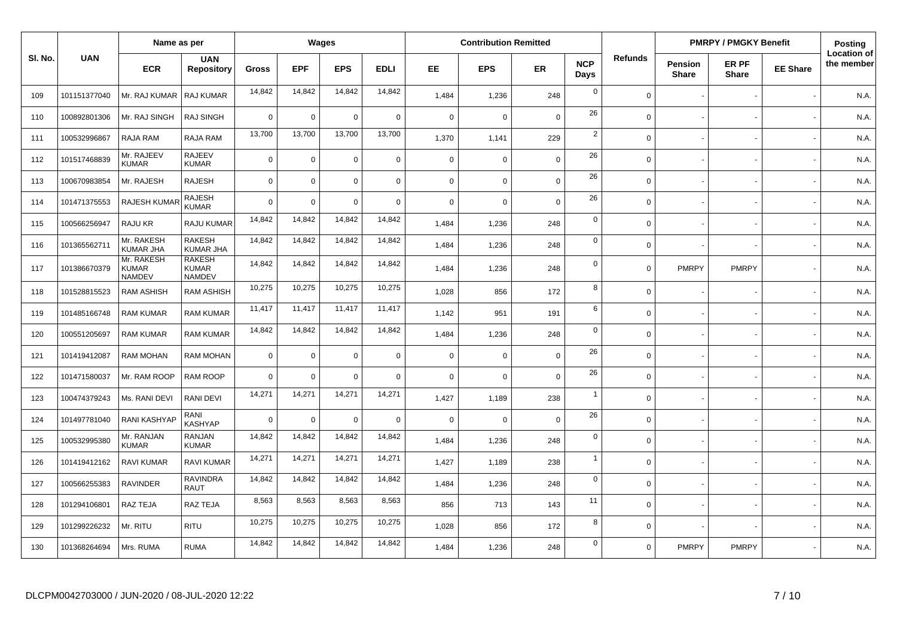| Sl. No. | UAN | Name as per | | Wages | | | | Contribution Remitted | | | | Refunds | PMRPY / PMGKY Benefit | | | Posting Location of the member |
|---|---|---|---|---|---|---|---|---|---|---|---|---|---|---|---|---|
| | | ECR | UAN Repository | Gross | EPF | EPS | EDLI | EE | EPS | ER | NCP Days | | Pension Share | ER PF Share | EE Share | |
| 109 | 101151377040 | Mr. RAJ KUMAR | RAJ KUMAR | 14,842 | 14,842 | 14,842 | 14,842 | 1,484 | 1,236 | 248 | 0 | 0 | - | - | - | N.A. |
| 110 | 100892801306 | Mr. RAJ SINGH | RAJ SINGH | 0 | 0 | 0 | 0 | 0 | 0 | 0 | 26 | 0 | - | - | - | N.A. |
| 111 | 100532996867 | RAJA RAM | RAJA RAM | 13,700 | 13,700 | 13,700 | 13,700 | 1,370 | 1,141 | 229 | 2 | 0 | - | - | - | N.A. |
| 112 | 101517468839 | Mr. RAJEEV KUMAR | RAJEEV KUMAR | 0 | 0 | 0 | 0 | 0 | 0 | 0 | 26 | 0 | - | - | - | N.A. |
| 113 | 100670983854 | Mr. RAJESH | RAJESH | 0 | 0 | 0 | 0 | 0 | 0 | 0 | 26 | 0 | - | - | - | N.A. |
| 114 | 101471375553 | RAJESH KUMAR | RAJESH KUMAR | 0 | 0 | 0 | 0 | 0 | 0 | 0 | 26 | 0 | - | - | - | N.A. |
| 115 | 100566256947 | RAJU KR | RAJU KUMAR | 14,842 | 14,842 | 14,842 | 14,842 | 1,484 | 1,236 | 248 | 0 | 0 | - | - | - | N.A. |
| 116 | 101365562711 | Mr. RAKESH KUMAR JHA | RAKESH KUMAR JHA | 14,842 | 14,842 | 14,842 | 14,842 | 1,484 | 1,236 | 248 | 0 | 0 | - | - | - | N.A. |
| 117 | 101386670379 | Mr. RAKESH KUMAR NAMDEV | RAKESH KUMAR NAMDEV | 14,842 | 14,842 | 14,842 | 14,842 | 1,484 | 1,236 | 248 | 0 | 0 | PMRPY | PMRPY | - | N.A. |
| 118 | 101528815523 | RAM ASHISH | RAM ASHISH | 10,275 | 10,275 | 10,275 | 10,275 | 1,028 | 856 | 172 | 8 | 0 | - | - | - | N.A. |
| 119 | 101485166748 | RAM KUMAR | RAM KUMAR | 11,417 | 11,417 | 11,417 | 11,417 | 1,142 | 951 | 191 | 6 | 0 | - | - | - | N.A. |
| 120 | 100551205697 | RAM KUMAR | RAM KUMAR | 14,842 | 14,842 | 14,842 | 14,842 | 1,484 | 1,236 | 248 | 0 | 0 | - | - | - | N.A. |
| 121 | 101419412087 | RAM MOHAN | RAM MOHAN | 0 | 0 | 0 | 0 | 0 | 0 | 0 | 26 | 0 | - | - | - | N.A. |
| 122 | 101471580037 | Mr. RAM ROOP | RAM ROOP | 0 | 0 | 0 | 0 | 0 | 0 | 0 | 26 | 0 | - | - | - | N.A. |
| 123 | 100474379243 | Ms. RANI DEVI | RANI DEVI | 14,271 | 14,271 | 14,271 | 14,271 | 1,427 | 1,189 | 238 | 1 | 0 | - | - | - | N.A. |
| 124 | 101497781040 | RANI KASHYAP | RANI KASHYAP | 0 | 0 | 0 | 0 | 0 | 0 | 0 | 26 | 0 | - | - | - | N.A. |
| 125 | 100532995380 | Mr. RANJAN KUMAR | RANJAN KUMAR | 14,842 | 14,842 | 14,842 | 14,842 | 1,484 | 1,236 | 248 | 0 | 0 | - | - | - | N.A. |
| 126 | 101419412162 | RAVI KUMAR | RAVI KUMAR | 14,271 | 14,271 | 14,271 | 14,271 | 1,427 | 1,189 | 238 | 1 | 0 | - | - | - | N.A. |
| 127 | 100566255383 | RAVINDER | RAVINDRA RAUT | 14,842 | 14,842 | 14,842 | 14,842 | 1,484 | 1,236 | 248 | 0 | 0 | - | - | - | N.A. |
| 128 | 101294106801 | RAZ TEJA | RAZ TEJA | 8,563 | 8,563 | 8,563 | 8,563 | 856 | 713 | 143 | 11 | 0 | - | - | - | N.A. |
| 129 | 101299226232 | Mr. RITU | RITU | 10,275 | 10,275 | 10,275 | 10,275 | 1,028 | 856 | 172 | 8 | 0 | - | - | - | N.A. |
| 130 | 101368264694 | Mrs. RUMA | RUMA | 14,842 | 14,842 | 14,842 | 14,842 | 1,484 | 1,236 | 248 | 0 | 0 | PMRPY | PMRPY | - | N.A. |

DLCPM0042703000 / JUN-2020 / 08-JUL-2020 12:22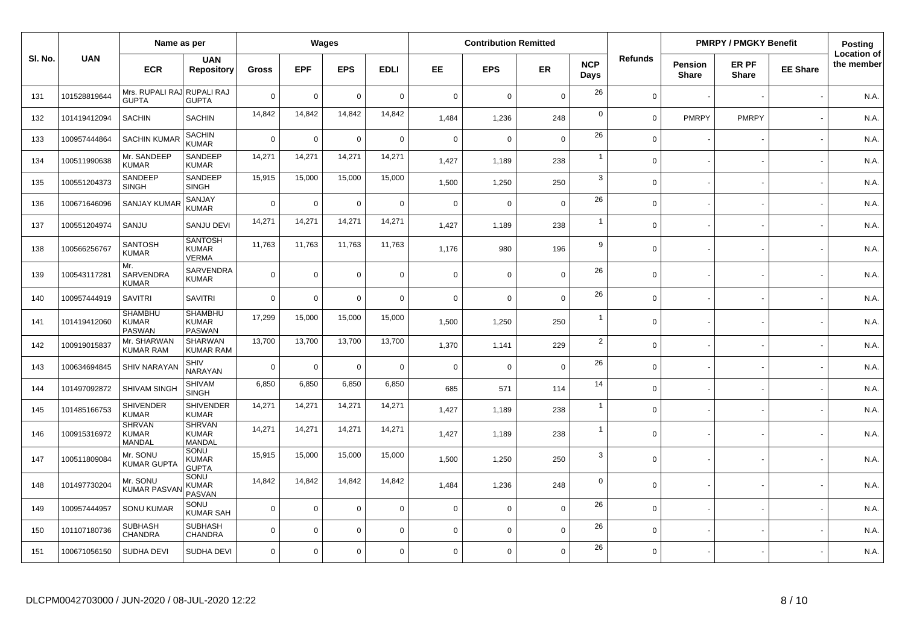| Sl. No. | UAN | Name as per | | Wages | | | | Contribution Remitted | | | | Refunds | PMRPY / PMGKY Benefit | | | Posting Location of the member |
|---|---|---|---|---|---|---|---|---|---|---|---|---|---|---|---|---|
| | | ECR | UAN Repository | Gross | EPF | EPS | EDLI | EE | EPS | ER | NCP Days | | Pension Share | ER PF Share | EE Share | |
| 131 | 101528819644 | Mrs. RUPALI RAJ GUPTA | RUPALI RAJ GUPTA | 0 | 0 | 0 | 0 | 0 | 0 | 0 | 26 | 0 | - | - | - | N.A. |
| 132 | 101419412094 | SACHIN | SACHIN | 14,842 | 14,842 | 14,842 | 14,842 | 1,484 | 1,236 | 248 | 0 | 0 | PMRPY | PMRPY | - | N.A. |
| 133 | 100957444864 | SACHIN KUMAR | SACHIN KUMAR | 0 | 0 | 0 | 0 | 0 | 0 | 0 | 26 | 0 | - | - | - | N.A. |
| 134 | 100511990638 | Mr. SANDEEP KUMAR | SANDEEP KUMAR | 14,271 | 14,271 | 14,271 | 14,271 | 1,427 | 1,189 | 238 | 1 | 0 | - | - | - | N.A. |
| 135 | 100551204373 | SANDEEP SINGH | SANDEEP SINGH | 15,915 | 15,000 | 15,000 | 15,000 | 1,500 | 1,250 | 250 | 3 | 0 | - | - | - | N.A. |
| 136 | 100671646096 | SANJAY KUMAR | SANJAY KUMAR | 0 | 0 | 0 | 0 | 0 | 0 | 0 | 26 | 0 | - | - | - | N.A. |
| 137 | 100551204974 | SANJU | SANJU DEVI | 14,271 | 14,271 | 14,271 | 14,271 | 1,427 | 1,189 | 238 | 1 | 0 | - | - | - | N.A. |
| 138 | 100566256767 | SANTOSH KUMAR | SANTOSH KUMAR VERMA | 11,763 | 11,763 | 11,763 | 11,763 | 1,176 | 980 | 196 | 9 | 0 | - | - | - | N.A. |
| 139 | 100543117281 | Mr. SARVENDRA KUMAR | SARVENDRA KUMAR | 0 | 0 | 0 | 0 | 0 | 0 | 0 | 26 | 0 | - | - | - | N.A. |
| 140 | 100957444919 | SAVITRI | SAVITRI | 0 | 0 | 0 | 0 | 0 | 0 | 0 | 26 | 0 | - | - | - | N.A. |
| 141 | 101419412060 | SHAMBHU KUMAR PASWAN | SHAMBHU KUMAR PASWAN | 17,299 | 15,000 | 15,000 | 15,000 | 1,500 | 1,250 | 250 | 1 | 0 | - | - | - | N.A. |
| 142 | 100919015837 | Mr. SHARWAN KUMAR RAM | SHARWAN KUMAR RAM | 13,700 | 13,700 | 13,700 | 13,700 | 1,370 | 1,141 | 229 | 2 | 0 | - | - | - | N.A. |
| 143 | 100634694845 | SHIV NARAYAN | SHIV NARAYAN | 0 | 0 | 0 | 0 | 0 | 0 | 0 | 26 | 0 | - | - | - | N.A. |
| 144 | 101497092872 | SHIVAM SINGH | SHIVAM SINGH | 6,850 | 6,850 | 6,850 | 6,850 | 685 | 571 | 114 | 14 | 0 | - | - | - | N.A. |
| 145 | 101485166753 | SHIVENDER KUMAR | SHIVENDER KUMAR | 14,271 | 14,271 | 14,271 | 14,271 | 1,427 | 1,189 | 238 | 1 | 0 | - | - | - | N.A. |
| 146 | 100915316972 | SHRVAN KUMAR MANDAL | SHRVAN KUMAR MANDAL | 14,271 | 14,271 | 14,271 | 14,271 | 1,427 | 1,189 | 238 | 1 | 0 | - | - | - | N.A. |
| 147 | 100511809084 | Mr. SONU KUMAR GUPTA | SONU KUMAR GUPTA | 15,915 | 15,000 | 15,000 | 15,000 | 1,500 | 1,250 | 250 | 3 | 0 | - | - | - | N.A. |
| 148 | 101497730204 | Mr. SONU KUMAR PASVAN | SONU KUMAR PASVAN | 14,842 | 14,842 | 14,842 | 14,842 | 1,484 | 1,236 | 248 | 0 | 0 | - | - | - | N.A. |
| 149 | 100957444957 | SONU KUMAR | SONU KUMAR SAH | 0 | 0 | 0 | 0 | 0 | 0 | 0 | 26 | 0 | - | - | - | N.A. |
| 150 | 101107180736 | SUBHASH CHANDRA | SUBHASH CHANDRA | 0 | 0 | 0 | 0 | 0 | 0 | 0 | 26 | 0 | - | - | - | N.A. |
| 151 | 100671056150 | SUDHA DEVI | SUDHA DEVI | 0 | 0 | 0 | 0 | 0 | 0 | 0 | 26 | 0 | - | - | - | N.A. |

DLCPM0042703000 / JUN-2020 / 08-JUL-2020 12:22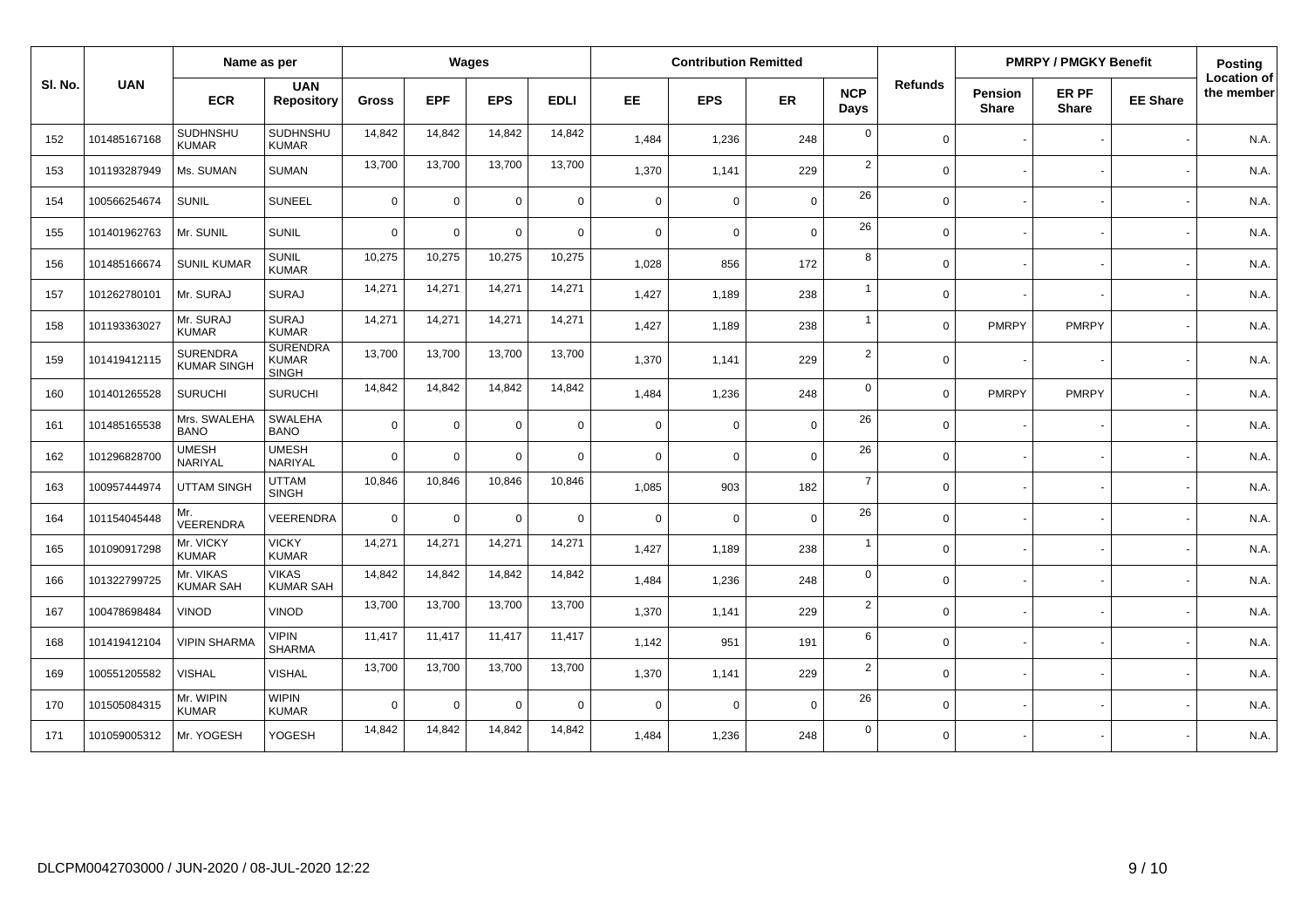| Sl. No. | UAN | Name as per | | Wages | | | | Contribution Remitted | | | | Refunds | PMRPY / PMGKY Benefit | | | Posting Location of the member |
|---|---|---|---|---|---|---|---|---|---|---|---|---|---|---|---|---|
| | | ECR | UAN Repository | Gross | EPF | EPS | EDLI | EE | EPS | ER | NCP Days | | Pension Share | ER PF Share | EE Share | |
| 152 | 101485167168 | SUDHNSHU KUMAR | SUDHNSHU KUMAR | 14,842 | 14,842 | 14,842 | 14,842 | 1,484 | 1,236 | 248 | 0 | 0 | - | - | - | N.A. |
| 153 | 101193287949 | Ms. SUMAN | SUMAN | 13,700 | 13,700 | 13,700 | 13,700 | 1,370 | 1,141 | 229 | 2 | 0 | - | - | - | N.A. |
| 154 | 100566254674 | SUNIL | SUNEEL | 0 | 0 | 0 | 0 | 0 | 0 | 0 | 26 | 0 | - | - | - | N.A. |
| 155 | 101401962763 | Mr. SUNIL | SUNIL | 0 | 0 | 0 | 0 | 0 | 0 | 0 | 26 | 0 | - | - | - | N.A. |
| 156 | 101485166674 | SUNIL KUMAR | SUNIL KUMAR | 10,275 | 10,275 | 10,275 | 10,275 | 1,028 | 856 | 172 | 8 | 0 | - | - | - | N.A. |
| 157 | 101262780101 | Mr. SURAJ | SURAJ | 14,271 | 14,271 | 14,271 | 14,271 | 1,427 | 1,189 | 238 | 1 | 0 | - | - | - | N.A. |
| 158 | 101193363027 | Mr. SURAJ KUMAR | SURAJ KUMAR | 14,271 | 14,271 | 14,271 | 14,271 | 1,427 | 1,189 | 238 | 1 | 0 | PMRPY | PMRPY | - | N.A. |
| 159 | 101419412115 | SURENDRA KUMAR SINGH | SURENDRA KUMAR SINGH | 13,700 | 13,700 | 13,700 | 13,700 | 1,370 | 1,141 | 229 | 2 | 0 | - | - | - | N.A. |
| 160 | 101401265528 | SURUCHI | SURUCHI | 14,842 | 14,842 | 14,842 | 14,842 | 1,484 | 1,236 | 248 | 0 | 0 | PMRPY | PMRPY | - | N.A. |
| 161 | 101485165538 | Mrs. SWALEHA BANO | SWALEHA BANO | 0 | 0 | 0 | 0 | 0 | 0 | 0 | 26 | 0 | - | - | - | N.A. |
| 162 | 101296828700 | UMESH NARIYAL | UMESH NARIYAL | 0 | 0 | 0 | 0 | 0 | 0 | 0 | 26 | 0 | - | - | - | N.A. |
| 163 | 100957444974 | UTTAM SINGH | UTTAM SINGH | 10,846 | 10,846 | 10,846 | 10,846 | 1,085 | 903 | 182 | 7 | 0 | - | - | - | N.A. |
| 164 | 101154045448 | Mr. VEERENDRA | VEERENDRA | 0 | 0 | 0 | 0 | 0 | 0 | 0 | 26 | 0 | - | - | - | N.A. |
| 165 | 101090917298 | Mr. VICKY KUMAR | VICKY KUMAR | 14,271 | 14,271 | 14,271 | 14,271 | 1,427 | 1,189 | 238 | 1 | 0 | - | - | - | N.A. |
| 166 | 101322799725 | Mr. VIKAS KUMAR SAH | VIKAS KUMAR SAH | 14,842 | 14,842 | 14,842 | 14,842 | 1,484 | 1,236 | 248 | 0 | 0 | - | - | - | N.A. |
| 167 | 100478698484 | VINOD | VINOD | 13,700 | 13,700 | 13,700 | 13,700 | 1,370 | 1,141 | 229 | 2 | 0 | - | - | - | N.A. |
| 168 | 101419412104 | VIPIN SHARMA | VIPIN SHARMA | 11,417 | 11,417 | 11,417 | 11,417 | 1,142 | 951 | 191 | 6 | 0 | - | - | - | N.A. |
| 169 | 100551205582 | VISHAL | VISHAL | 13,700 | 13,700 | 13,700 | 13,700 | 1,370 | 1,141 | 229 | 2 | 0 | - | - | - | N.A. |
| 170 | 101505084315 | Mr. WIPIN KUMAR | WIPIN KUMAR | 0 | 0 | 0 | 0 | 0 | 0 | 0 | 26 | 0 | - | - | - | N.A. |
| 171 | 101059005312 | Mr. YOGESH | YOGESH | 14,842 | 14,842 | 14,842 | 14,842 | 1,484 | 1,236 | 248 | 0 | 0 | - | - | - | N.A. |

DLCPM0042703000 / JUN-2020 / 08-JUL-2020 12:22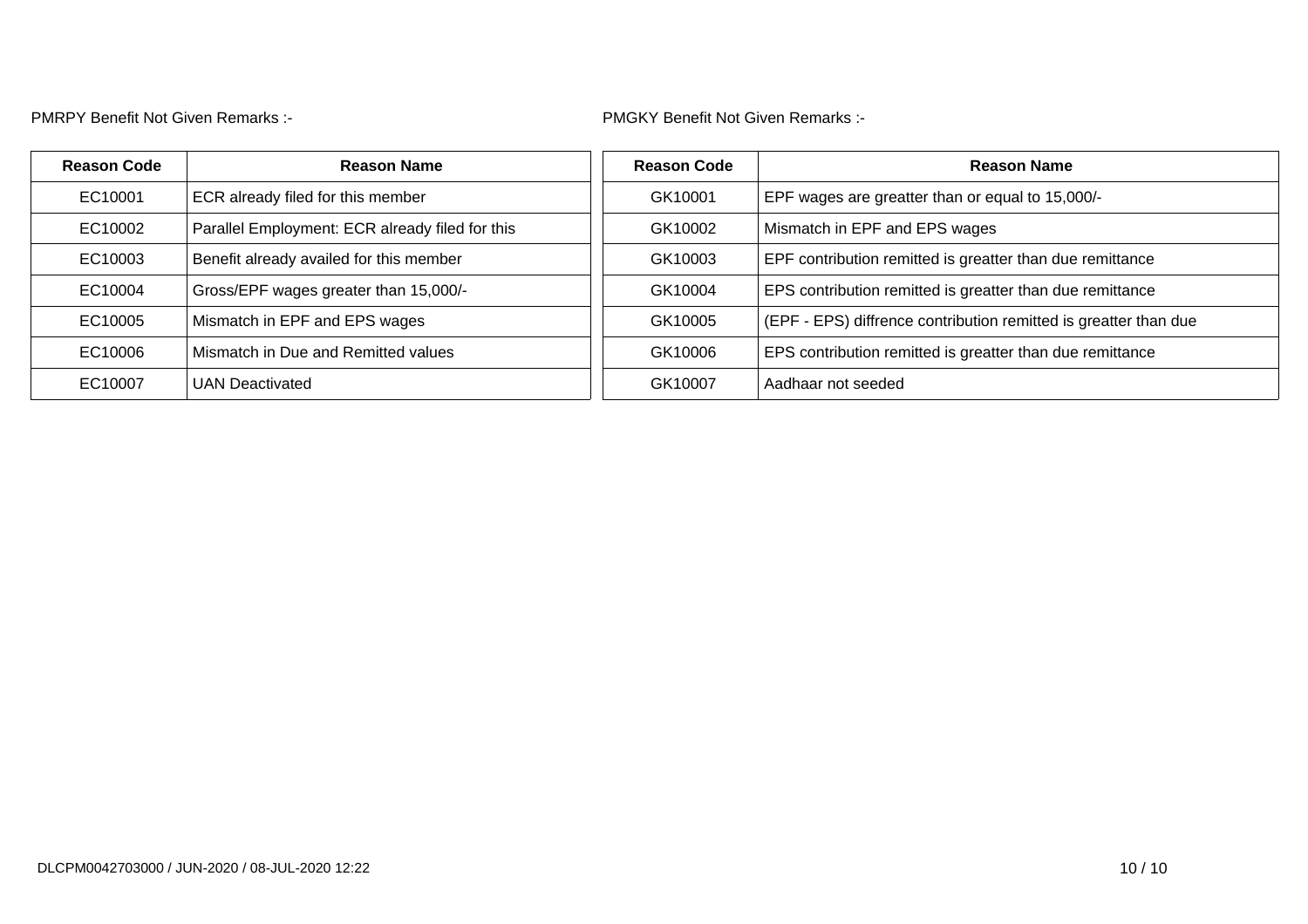PMRPY Benefit Not Given Remarks :-

| Reason Code | Reason Name |
|---|---|
| EC10001 | ECR already filed for this member |
| EC10002 | Parallel Employment: ECR already filed for this |
| EC10003 | Benefit already availed for this member |
| EC10004 | Gross/EPF wages greater than 15,000/- |
| EC10005 | Mismatch in EPF and EPS wages |
| EC10006 | Mismatch in Due and Remitted values |
| EC10007 | UAN Deactivated |

PMGKY Benefit Not Given Remarks :-

| Reason Code | Reason Name |
|---|---|
| GK10001 | EPF wages are greatter than or equal to 15,000/- |
| GK10002 | Mismatch in EPF and EPS wages |
| GK10003 | EPF contribution remitted is greatter than due remittance |
| GK10004 | EPS contribution remitted is greatter than due remittance |
| GK10005 | (EPF - EPS) diffrence contribution remitted is greatter than due |
| GK10006 | EPS contribution remitted is greatter than due remittance |
| GK10007 | Aadhaar not seeded |

DLCPM0042703000 / JUN-2020 / 08-JUL-2020 12:22